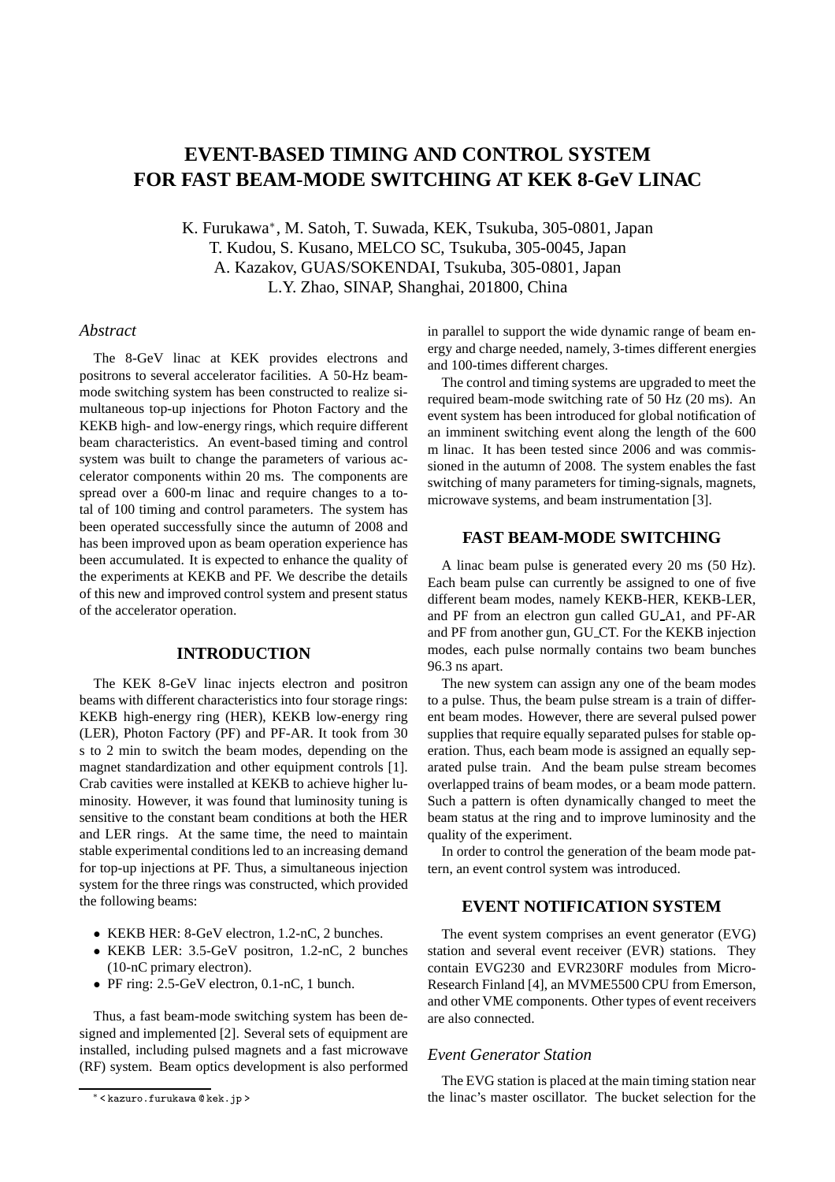# EVENT-BASED TIMING AND CONTROL SYSTEM FOR FAST BEAM-MODE SWITCHING AT KEK 8-GeV LINAC

K. Furukawa*, M. Satoh, T. Suwada, KEK, Tsukuba, 305-0801, Japan
T. Kudou, S. Kusano, MELCO SC, Tsukuba, 305-0045, Japan
A. Kazakov, GUAS/SOKENDAI, Tsukuba, 305-0801, Japan
L.Y. Zhao, SINAP, Shanghai, 201800, China

### *Abstract*

The 8-GeV linac at KEK provides electrons and positrons to several accelerator facilities. A 50-Hz beam-mode switching system has been constructed to realize simultaneous top-up injections for Photon Factory and the KEKB high- and low-energy rings, which require different beam characteristics. An event-based timing and control system was built to change the parameters of various accelerator components within 20 ms. The components are spread over a 600-m linac and require changes to a total of 100 timing and control parameters. The system has been operated successfully since the autumn of 2008 and has been improved upon as beam operation experience has been accumulated. It is expected to enhance the quality of the experiments at KEKB and PF. We describe the details of this new and improved control system and present status of the accelerator operation.

## INTRODUCTION

The KEK 8-GeV linac injects electron and positron beams with different characteristics into four storage rings: KEKB high-energy ring (HER), KEKB low-energy ring (LER), Photon Factory (PF) and PF-AR. It took from 30 s to 2 min to switch the beam modes, depending on the magnet standardization and other equipment controls [1]. Crab cavities were installed at KEKB to achieve higher luminosity. However, it was found that luminosity tuning is sensitive to the constant beam conditions at both the HER and LER rings. At the same time, the need to maintain stable experimental conditions led to an increasing demand for top-up injections at PF. Thus, a simultaneous injection system for the three rings was constructed, which provided the following beams:

- KEKB HER: 8-GeV electron, 1.2-nC, 2 bunches.
- KEKB LER: 3.5-GeV positron, 1.2-nC, 2 bunches (10-nC primary electron).
- PF ring: 2.5-GeV electron, 0.1-nC, 1 bunch.

Thus, a fast beam-mode switching system has been designed and implemented [2]. Several sets of equipment are installed, including pulsed magnets and a fast microwave (RF) system. Beam optics development is also performed in parallel to support the wide dynamic range of beam energy and charge needed, namely, 3-times different energies and 100-times different charges.

The control and timing systems are upgraded to meet the required beam-mode switching rate of 50 Hz (20 ms). An event system has been introduced for global notification of an imminent switching event along the length of the 600 m linac. It has been tested since 2006 and was commissioned in the autumn of 2008. The system enables the fast switching of many parameters for timing-signals, magnets, microwave systems, and beam instrumentation [3].

## FAST BEAM-MODE SWITCHING

A linac beam pulse is generated every 20 ms (50 Hz). Each beam pulse can currently be assigned to one of five different beam modes, namely KEKB-HER, KEKB-LER, and PF from an electron gun called GU_A1, and PF-AR and PF from another gun, GU_CT. For the KEKB injection modes, each pulse normally contains two beam bunches 96.3 ns apart.

The new system can assign any one of the beam modes to a pulse. Thus, the beam pulse stream is a train of different beam modes. However, there are several pulsed power supplies that require equally separated pulses for stable operation. Thus, each beam mode is assigned an equally separated pulse train. And the beam pulse stream becomes overlapped trains of beam modes, or a beam mode pattern. Such a pattern is often dynamically changed to meet the beam status at the ring and to improve luminosity and the quality of the experiment.

In order to control the generation of the beam mode pattern, an event control system was introduced.

## EVENT NOTIFICATION SYSTEM

The event system comprises an event generator (EVG) station and several event receiver (EVR) stations. They contain EVG230 and EVR230RF modules from Micro-Research Finland [4], an MVME5500 CPU from Emerson, and other VME components. Other types of event receivers are also connected.

### *Event Generator Station*

The EVG station is placed at the main timing station near the linac's master oscillator. The bucket selection for the

* < kazuro.furukawa @ kek.jp >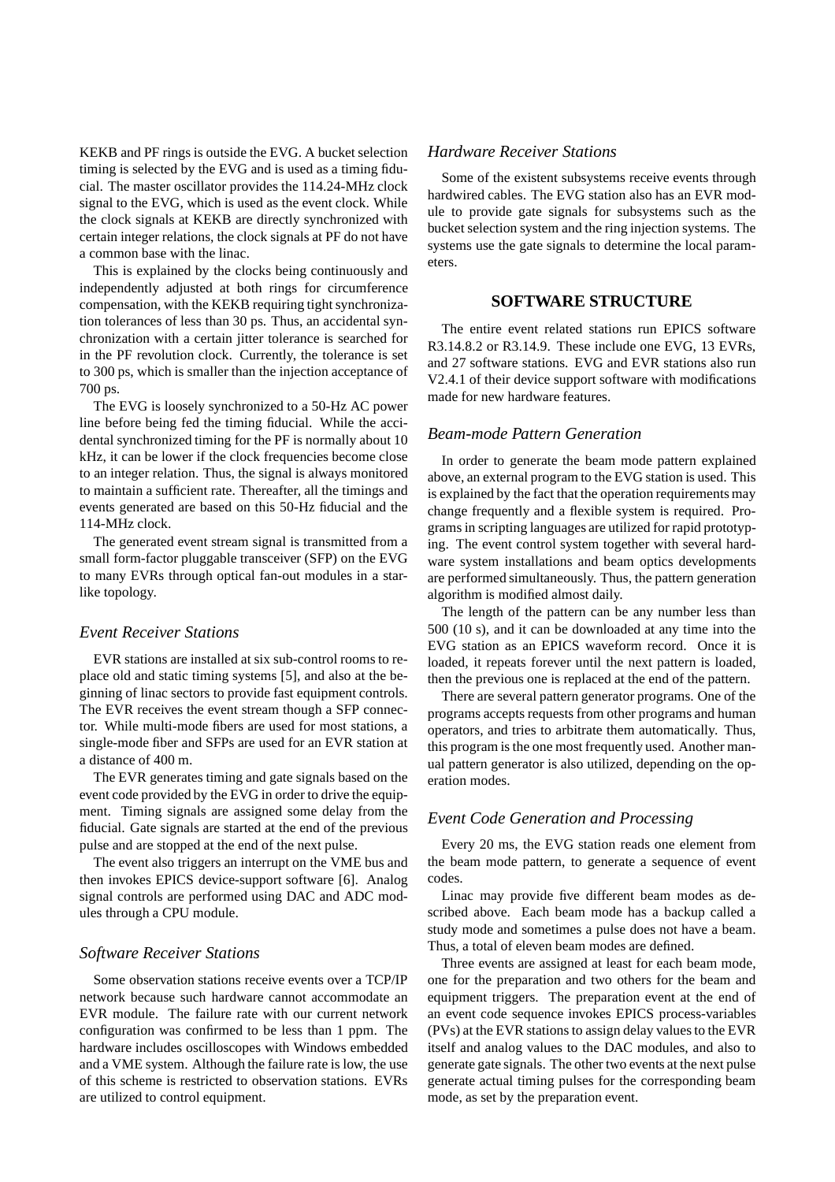KEKB and PF rings is outside the EVG. A bucket selection timing is selected by the EVG and is used as a timing fiducial. The master oscillator provides the 114.24-MHz clock signal to the EVG, which is used as the event clock. While the clock signals at KEKB are directly synchronized with certain integer relations, the clock signals at PF do not have a common base with the linac.

This is explained by the clocks being continuously and independently adjusted at both rings for circumference compensation, with the KEKB requiring tight synchronization tolerances of less than 30 ps. Thus, an accidental synchronization with a certain jitter tolerance is searched for in the PF revolution clock. Currently, the tolerance is set to 300 ps, which is smaller than the injection acceptance of 700 ps.

The EVG is loosely synchronized to a 50-Hz AC power line before being fed the timing fiducial. While the accidental synchronized timing for the PF is normally about 10 kHz, it can be lower if the clock frequencies become close to an integer relation. Thus, the signal is always monitored to maintain a sufficient rate. Thereafter, all the timings and events generated are based on this 50-Hz fiducial and the 114-MHz clock.

The generated event stream signal is transmitted from a small form-factor pluggable transceiver (SFP) on the EVG to many EVRs through optical fan-out modules in a star-like topology.

### *Event Receiver Stations*

EVR stations are installed at six sub-control rooms to replace old and static timing systems [5], and also at the beginning of linac sectors to provide fast equipment controls. The EVR receives the event stream though a SFP connector. While multi-mode fibers are used for most stations, a single-mode fiber and SFPs are used for an EVR station at a distance of 400 m.

The EVR generates timing and gate signals based on the event code provided by the EVG in order to drive the equipment. Timing signals are assigned some delay from the fiducial. Gate signals are started at the end of the previous pulse and are stopped at the end of the next pulse.

The event also triggers an interrupt on the VME bus and then invokes EPICS device-support software [6]. Analog signal controls are performed using DAC and ADC modules through a CPU module.

### *Software Receiver Stations*

Some observation stations receive events over a TCP/IP network because such hardware cannot accommodate an EVR module. The failure rate with our current network configuration was confirmed to be less than 1 ppm. The hardware includes oscilloscopes with Windows embedded and a VME system. Although the failure rate is low, the use of this scheme is restricted to observation stations. EVRs are utilized to control equipment.

### *Hardware Receiver Stations*

Some of the existent subsystems receive events through hardwired cables. The EVG station also has an EVR module to provide gate signals for subsystems such as the bucket selection system and the ring injection systems. The systems use the gate signals to determine the local parameters.

## SOFTWARE STRUCTURE

The entire event related stations run EPICS software R3.14.8.2 or R3.14.9. These include one EVG, 13 EVRs, and 27 software stations. EVG and EVR stations also run V2.4.1 of their device support software with modifications made for new hardware features.

### *Beam-mode Pattern Generation*

In order to generate the beam mode pattern explained above, an external program to the EVG station is used. This is explained by the fact that the operation requirements may change frequently and a flexible system is required. Programs in scripting languages are utilized for rapid prototyping. The event control system together with several hardware system installations and beam optics developments are performed simultaneously. Thus, the pattern generation algorithm is modified almost daily.

The length of the pattern can be any number less than 500 (10 s), and it can be downloaded at any time into the EVG station as an EPICS waveform record. Once it is loaded, it repeats forever until the next pattern is loaded, then the previous one is replaced at the end of the pattern.

There are several pattern generator programs. One of the programs accepts requests from other programs and human operators, and tries to arbitrate them automatically. Thus, this program is the one most frequently used. Another manual pattern generator is also utilized, depending on the operation modes.

### *Event Code Generation and Processing*

Every 20 ms, the EVG station reads one element from the beam mode pattern, to generate a sequence of event codes.

Linac may provide five different beam modes as described above. Each beam mode has a backup called a study mode and sometimes a pulse does not have a beam. Thus, a total of eleven beam modes are defined.

Three events are assigned at least for each beam mode, one for the preparation and two others for the beam and equipment triggers. The preparation event at the end of an event code sequence invokes EPICS process-variables (PVs) at the EVR stations to assign delay values to the EVR itself and analog values to the DAC modules, and also to generate gate signals. The other two events at the next pulse generate actual timing pulses for the corresponding beam mode, as set by the preparation event.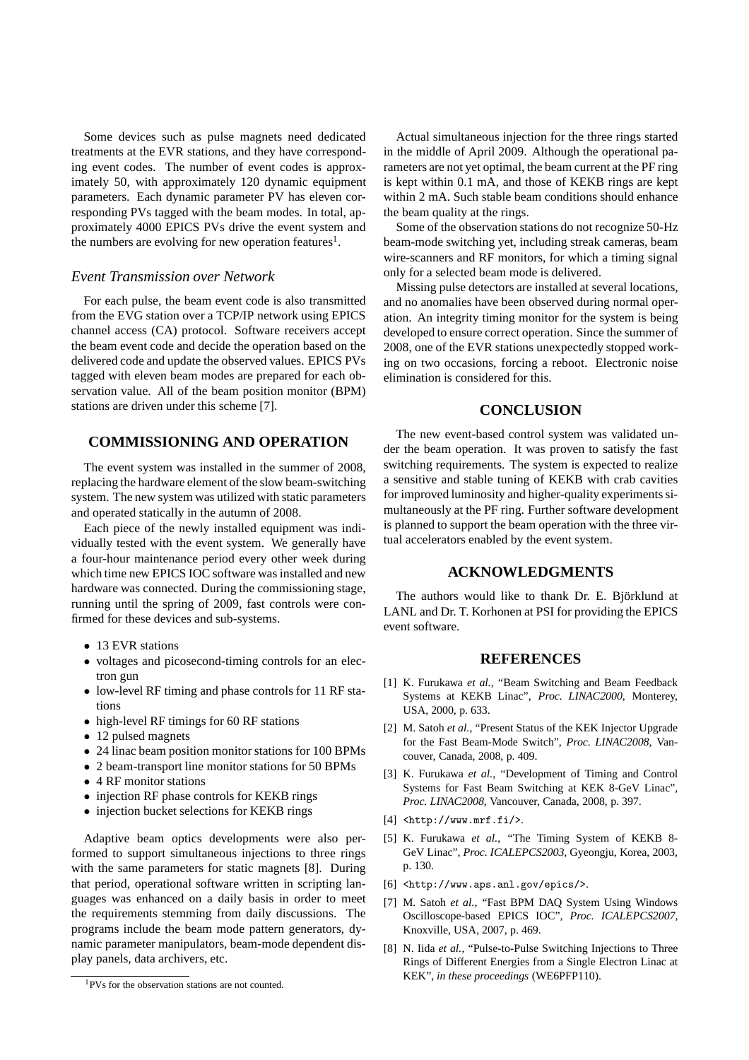Some devices such as pulse magnets need dedicated treatments at the EVR stations, and they have corresponding event codes. The number of event codes is approximately 50, with approximately 120 dynamic equipment parameters. Each dynamic parameter PV has eleven corresponding PVs tagged with the beam modes. In total, approximately 4000 EPICS PVs drive the event system and the numbers are evolving for new operation features[1].

### *Event Transmission over Network*

For each pulse, the beam event code is also transmitted from the EVG station over a TCP/IP network using EPICS channel access (CA) protocol. Software receivers accept the beam event code and decide the operation based on the delivered code and update the observed values. EPICS PVs tagged with eleven beam modes are prepared for each observation value. All of the beam position monitor (BPM) stations are driven under this scheme [7].

## COMMISSIONING AND OPERATION

The event system was installed in the summer of 2008, replacing the hardware element of the slow beam-switching system. The new system was utilized with static parameters and operated statically in the autumn of 2008.

Each piece of the newly installed equipment was individually tested with the event system. We generally have a four-hour maintenance period every other week during which time new EPICS IOC software was installed and new hardware was connected. During the commissioning stage, running until the spring of 2009, fast controls were confirmed for these devices and sub-systems.

- 13 EVR stations
- voltages and picosecond-timing controls for an electron gun
- low-level RF timing and phase controls for 11 RF stations
- high-level RF timings for 60 RF stations
- 12 pulsed magnets
- 24 linac beam position monitor stations for 100 BPMs
- 2 beam-transport line monitor stations for 50 BPMs
- 4 RF monitor stations
- injection RF phase controls for KEKB rings
- injection bucket selections for KEKB rings

Adaptive beam optics developments were also performed to support simultaneous injections to three rings with the same parameters for static magnets [8]. During that period, operational software written in scripting languages was enhanced on a daily basis in order to meet the requirements stemming from daily discussions. The programs include the beam mode pattern generators, dynamic parameter manipulators, beam-mode dependent display panels, data archivers, etc.

[1] PVs for the observation stations are not counted.

Actual simultaneous injection for the three rings started in the middle of April 2009. Although the operational parameters are not yet optimal, the beam current at the PF ring is kept within 0.1 mA, and those of KEKB rings are kept within 2 mA. Such stable beam conditions should enhance the beam quality at the rings.

Some of the observation stations do not recognize 50-Hz beam-mode switching yet, including streak cameras, beam wire-scanners and RF monitors, for which a timing signal only for a selected beam mode is delivered.

Missing pulse detectors are installed at several locations, and no anomalies have been observed during normal operation. An integrity timing monitor for the system is being developed to ensure correct operation. Since the summer of 2008, one of the EVR stations unexpectedly stopped working on two occasions, forcing a reboot. Electronic noise elimination is considered for this.

## CONCLUSION

The new event-based control system was validated under the beam operation. It was proven to satisfy the fast switching requirements. The system is expected to realize a sensitive and stable tuning of KEKB with crab cavities for improved luminosity and higher-quality experiments simultaneously at the PF ring. Further software development is planned to support the beam operation with the three virtual accelerators enabled by the event system.

## ACKNOWLEDGMENTS

The authors would like to thank Dr. E. Björklund at LANL and Dr. T. Korhonen at PSI for providing the EPICS event software.

## REFERENCES

[1] K. Furukawa *et al.*, "Beam Switching and Beam Feedback Systems at KEKB Linac", *Proc. LINAC2000*, Monterey, USA, 2000, p. 633.

[2] M. Satoh *et al.*, "Present Status of the KEK Injector Upgrade for the Fast Beam-Mode Switch", *Proc. LINAC2008*, Vancouver, Canada, 2008, p. 409.

[3] K. Furukawa *et al.*, "Development of Timing and Control Systems for Fast Beam Switching at KEK 8-GeV Linac", *Proc. LINAC2008*, Vancouver, Canada, 2008, p. 397.

[4] <http://www.mrf.fi/>.

[5] K. Furukawa *et al.*, "The Timing System of KEKB 8-GeV Linac", *Proc. ICALEPCS2003*, Gyeongju, Korea, 2003, p. 130.

[6] <http://www.aps.anl.gov/epics/>.

[7] M. Satoh *et al.*, "Fast BPM DAQ System Using Windows Oscilloscope-based EPICS IOC", *Proc. ICALEPCS2007*, Knoxville, USA, 2007, p. 469.

[8] N. Iida *et al.*, "Pulse-to-Pulse Switching Injections to Three Rings of Different Energies from a Single Electron Linac at KEK", *in these proceedings* (WE6PFP110).